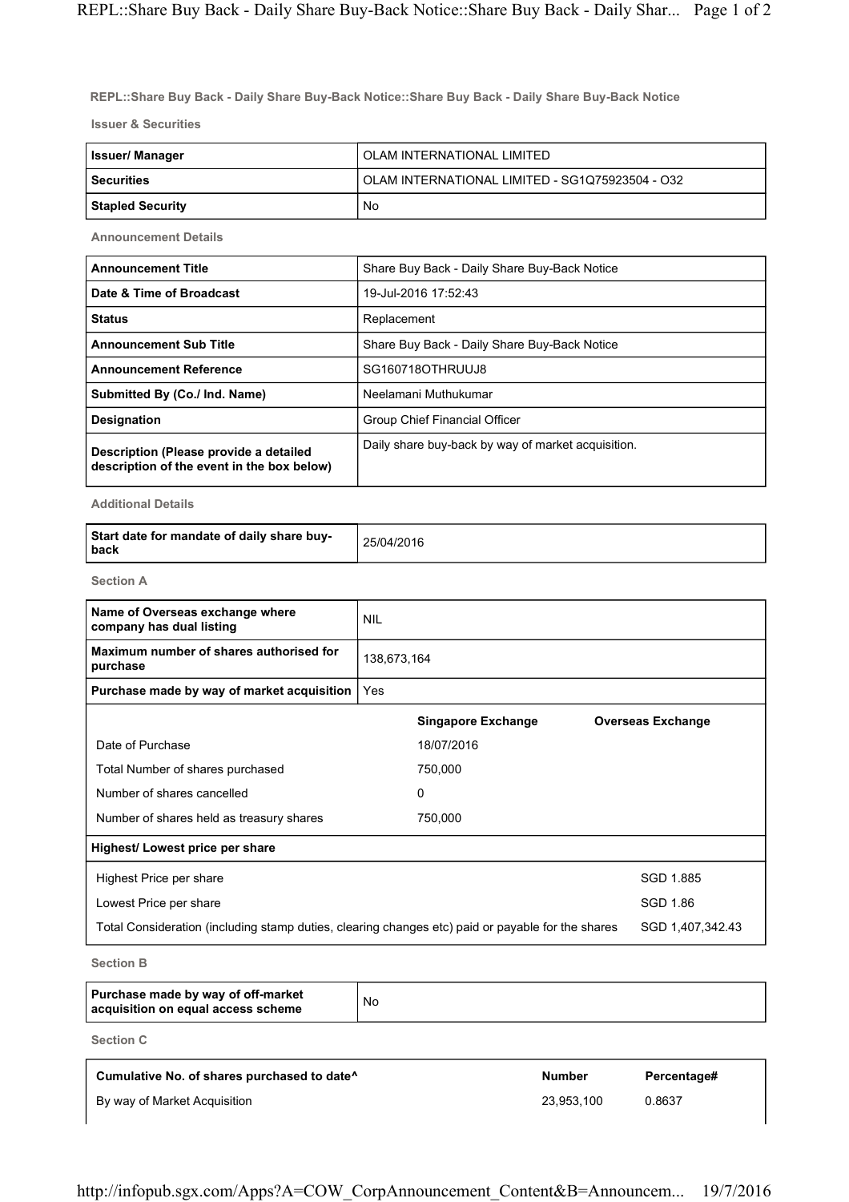**REPL::Share Buy Back - Daily Share Buy-Back Notice::Share Buy Back - Daily Share Buy-Back Notice**

**Issuer & Securities**

| | |
|---|---|
| **Issuer/ Manager** | OLAM INTERNATIONAL LIMITED |
| **Securities** | OLAM INTERNATIONAL LIMITED - SG1Q75923504 - O32 |
| **Stapled Security** | No |

**Announcement Details**

| | |
|---|---|
| **Announcement Title** | Share Buy Back - Daily Share Buy-Back Notice |
| **Date & Time of Broadcast** | 19-Jul-2016 17:52:43 |
| **Status** | Replacement |
| **Announcement Sub Title** | Share Buy Back - Daily Share Buy-Back Notice |
| **Announcement Reference** | SG160718OTHRUUJ8 |
| **Submitted By (Co./ Ind. Name)** | Neelamani Muthukumar |
| **Designation** | Group Chief Financial Officer |
| **Description (Please provide a detailed description of the event in the box below)** | Daily share buy-back by way of market acquisition. |

**Additional Details**

| | |
|---|---|
| **Start date for mandate of daily share buy-back** | 25/04/2016 |

**Section A**

| | | |
|---|---|---|
| **Name of Overseas exchange where company has dual listing** | NIL | |
| **Maximum number of shares authorised for purchase** | 138,673,164 | |
| **Purchase made by way of market acquisition** | Yes | |
| | **Singapore Exchange** | **Overseas Exchange** |
| Date of Purchase | 18/07/2016 | |
| Total Number of shares purchased | 750,000 | |
| Number of shares cancelled | 0 | |
| Number of shares held as treasury shares | 750,000 | |

**Highest/ Lowest price per share**

| | |
|---|---|
| Highest Price per share | SGD 1.885 |
| Lowest Price per share | SGD 1.86 |
| Total Consideration (including stamp duties, clearing changes etc) paid or payable for the shares | SGD 1,407,342.43 |

**Section B**

| | |
|---|---|
| **Purchase made by way of off-market acquisition on equal access scheme** | No |

**Section C**

| **Cumulative No. of shares purchased to date^** | **Number** | **Percentage#** |
|---|---|---|
| By way of Market Acquisition | 23,953,100 | 0.8637 |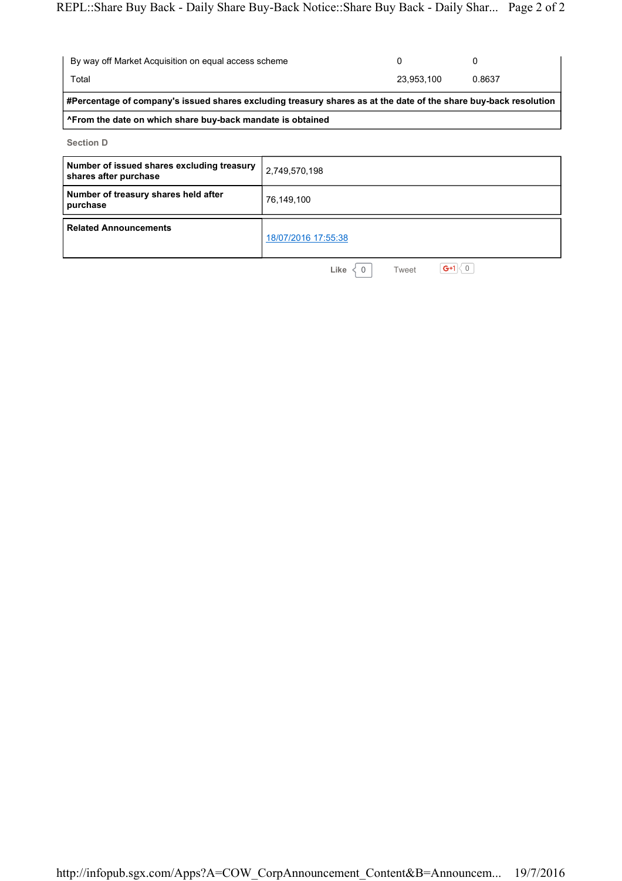| | | |
|---|---|---|
| By way off Market Acquisition on equal access scheme | 0 | 0 |
| Total | 23,953,100 | 0.8637 |

**#Percentage of company's issued shares excluding treasury shares as at the date of the share buy-back resolution**

**^From the date on which share buy-back mandate is obtained**

Section D

| | |
|---|---|
| **Number of issued shares excluding treasury shares after purchase** | 2,749,570,198 |
| **Number of treasury shares held after purchase** | 76,149,100 |

| | |
|---|---|
| **Related Announcements** | 18/07/2016 17:55:38 |

Like 0 Tweet G+1 0